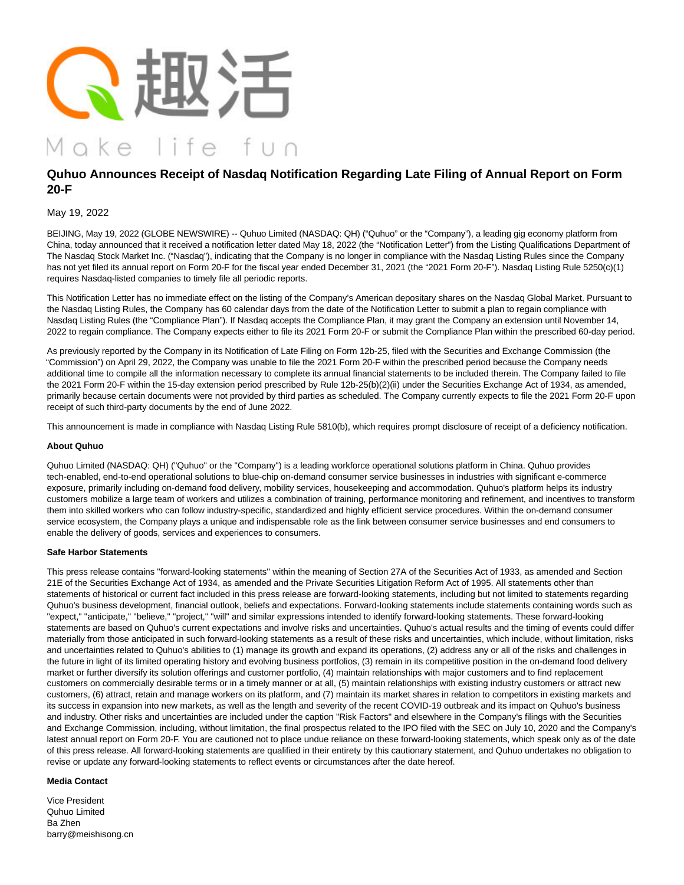趣活

Make life fun

# Quhuo Announces Receipt of Nasdaq Notification Regarding Late Filing of Annual Report on Form 20-F

May 19, 2022

BEIJING, May 19, 2022 (GLOBE NEWSWIRE) -- Quhuo Limited (NASDAQ: QH) ("Quhuo" or the "Company"), a leading gig economy platform from China, today announced that it received a notification letter dated May 18, 2022 (the "Notification Letter") from the Listing Qualifications Department of The Nasdaq Stock Market Inc. ("Nasdaq"), indicating that the Company is no longer in compliance with the Nasdaq Listing Rules since the Company has not yet filed its annual report on Form 20-F for the fiscal year ended December 31, 2021 (the "2021 Form 20-F"). Nasdaq Listing Rule 5250(c)(1) requires Nasdaq-listed companies to timely file all periodic reports.

This Notification Letter has no immediate effect on the listing of the Company's American depositary shares on the Nasdaq Global Market. Pursuant to the Nasdaq Listing Rules, the Company has 60 calendar days from the date of the Notification Letter to submit a plan to regain compliance with Nasdaq Listing Rules (the "Compliance Plan"). If Nasdaq accepts the Compliance Plan, it may grant the Company an extension until November 14, 2022 to regain compliance. The Company expects either to file its 2021 Form 20-F or submit the Compliance Plan within the prescribed 60-day period.

As previously reported by the Company in its Notification of Late Filing on Form 12b-25, filed with the Securities and Exchange Commission (the "Commission") on April 29, 2022, the Company was unable to file the 2021 Form 20-F within the prescribed period because the Company needs additional time to compile all the information necessary to complete its annual financial statements to be included therein. The Company failed to file the 2021 Form 20-F within the 15-day extension period prescribed by Rule 12b-25(b)(2)(ii) under the Securities Exchange Act of 1934, as amended, primarily because certain documents were not provided by third parties as scheduled. The Company currently expects to file the 2021 Form 20-F upon receipt of such third-party documents by the end of June 2022.

This announcement is made in compliance with Nasdaq Listing Rule 5810(b), which requires prompt disclosure of receipt of a deficiency notification.

**About Quhuo**

Quhuo Limited (NASDAQ: QH) ("Quhuo" or the "Company") is a leading workforce operational solutions platform in China. Quhuo provides tech-enabled, end-to-end operational solutions to blue-chip on-demand consumer service businesses in industries with significant e-commerce exposure, primarily including on-demand food delivery, mobility services, housekeeping and accommodation. Quhuo's platform helps its industry customers mobilize a large team of workers and utilizes a combination of training, performance monitoring and refinement, and incentives to transform them into skilled workers who can follow industry-specific, standardized and highly efficient service procedures. Within the on-demand consumer service ecosystem, the Company plays a unique and indispensable role as the link between consumer service businesses and end consumers to enable the delivery of goods, services and experiences to consumers.

**Safe Harbor Statements**

This press release contains "forward-looking statements" within the meaning of Section 27A of the Securities Act of 1933, as amended and Section 21E of the Securities Exchange Act of 1934, as amended and the Private Securities Litigation Reform Act of 1995. All statements other than statements of historical or current fact included in this press release are forward-looking statements, including but not limited to statements regarding Quhuo's business development, financial outlook, beliefs and expectations. Forward-looking statements include statements containing words such as "expect," "anticipate," "believe," "project," "will" and similar expressions intended to identify forward-looking statements. These forward-looking statements are based on Quhuo's current expectations and involve risks and uncertainties. Quhuo's actual results and the timing of events could differ materially from those anticipated in such forward-looking statements as a result of these risks and uncertainties, which include, without limitation, risks and uncertainties related to Quhuo's abilities to (1) manage its growth and expand its operations, (2) address any or all of the risks and challenges in the future in light of its limited operating history and evolving business portfolios, (3) remain in its competitive position in the on-demand food delivery market or further diversify its solution offerings and customer portfolio, (4) maintain relationships with major customers and to find replacement customers on commercially desirable terms or in a timely manner or at all, (5) maintain relationships with existing industry customers or attract new customers, (6) attract, retain and manage workers on its platform, and (7) maintain its market shares in relation to competitors in existing markets and its success in expansion into new markets, as well as the length and severity of the recent COVID-19 outbreak and its impact on Quhuo's business and industry. Other risks and uncertainties are included under the caption "Risk Factors" and elsewhere in the Company's filings with the Securities and Exchange Commission, including, without limitation, the final prospectus related to the IPO filed with the SEC on July 10, 2020 and the Company's latest annual report on Form 20-F. You are cautioned not to place undue reliance on these forward-looking statements, which speak only as of the date of this press release. All forward-looking statements are qualified in their entirety by this cautionary statement, and Quhuo undertakes no obligation to revise or update any forward-looking statements to reflect events or circumstances after the date hereof.

**Media Contact**

Vice President
Quhuo Limited
Ba Zhen
barry@meishisong.cn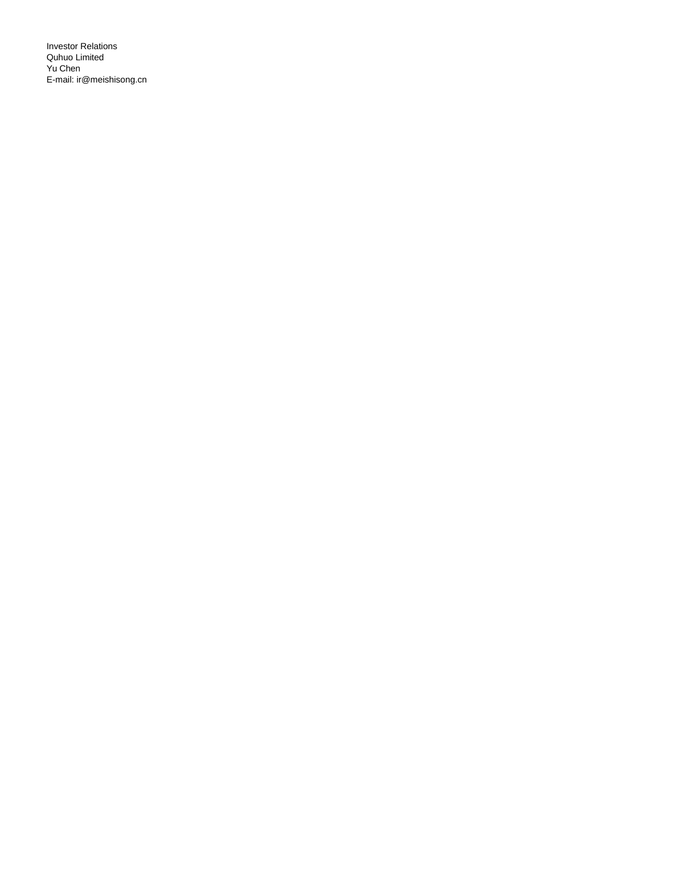Investor Relations
Quhuo Limited
Yu Chen
E-mail: ir@meishisong.cn